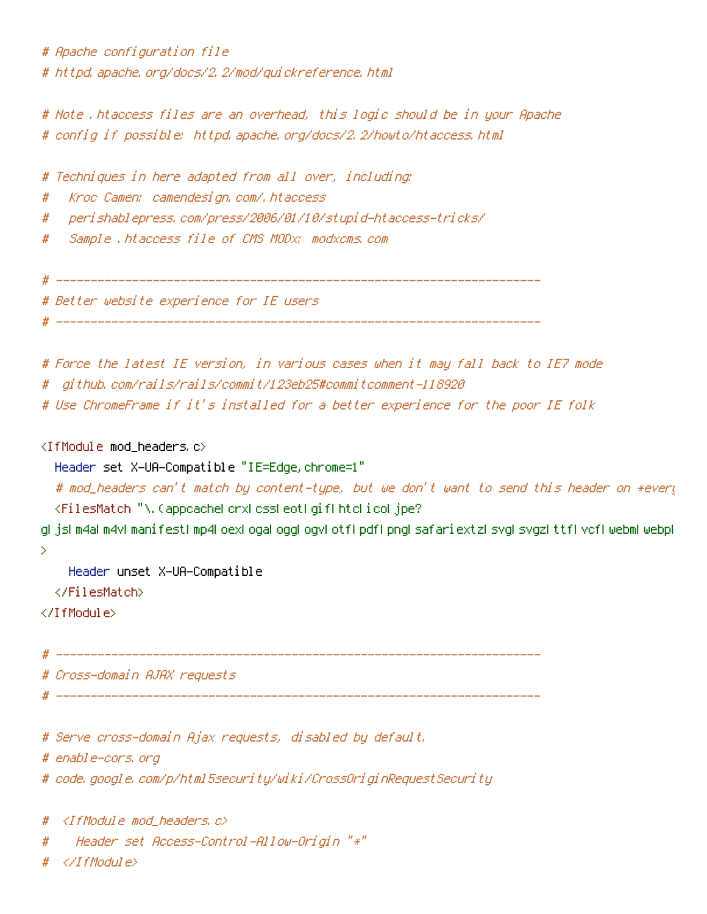```
# Apache configuration file
# httpd.apache.org/docs/2.2/mod/quickreference.html

# Note .htaccess files are an overhead, this logic should be in your Apache
# config if possible: httpd.apache.org/docs/2.2/howto/htaccess.html

# Techniques in here adapted from all over, including:
#   Kroc Camen: camendesign.com/.htaccess
#   perishablepress.com/press/2006/01/10/stupid-htaccess-tricks/
#   Sample .htaccess file of CMS MODx: modxcms.com

# ----------------------------------------------------------------------
# Better website experience for IE users
# ----------------------------------------------------------------------

# Force the latest IE version, in various cases when it may fall back to IE7 mode
#  github.com/rails/rails/commit/123eb25#commitcomment-118920
# Use ChromeFrame if it's installed for a better experience for the poor IE folk

<IfModule mod_headers.c>
  Header set X-UA-Compatible "IE=Edge,chrome=1"
  # mod_headers can't match by content-type, but we don't want to send this header on *every
  <FilesMatch "\.(appcache|crx|css|eot|gif|htc|ico|jpe?
g|js|m4a|m4v|manifest|mp4|oex|oga|ogg|ogv|otf|pdf|png|safariextz|svg|svgz|ttf|vcf|webm|webp|
>
    Header unset X-UA-Compatible
  </FilesMatch>
</IfModule>

# ----------------------------------------------------------------------
# Cross-domain AJAX requests
# ----------------------------------------------------------------------

# Serve cross-domain Ajax requests, disabled by default.
# enable-cors.org
# code.google.com/p/html5security/wiki/CrossOriginRequestSecurity

#  <IfModule mod_headers.c>
#    Header set Access-Control-Allow-Origin "*"
#  </IfModule>
```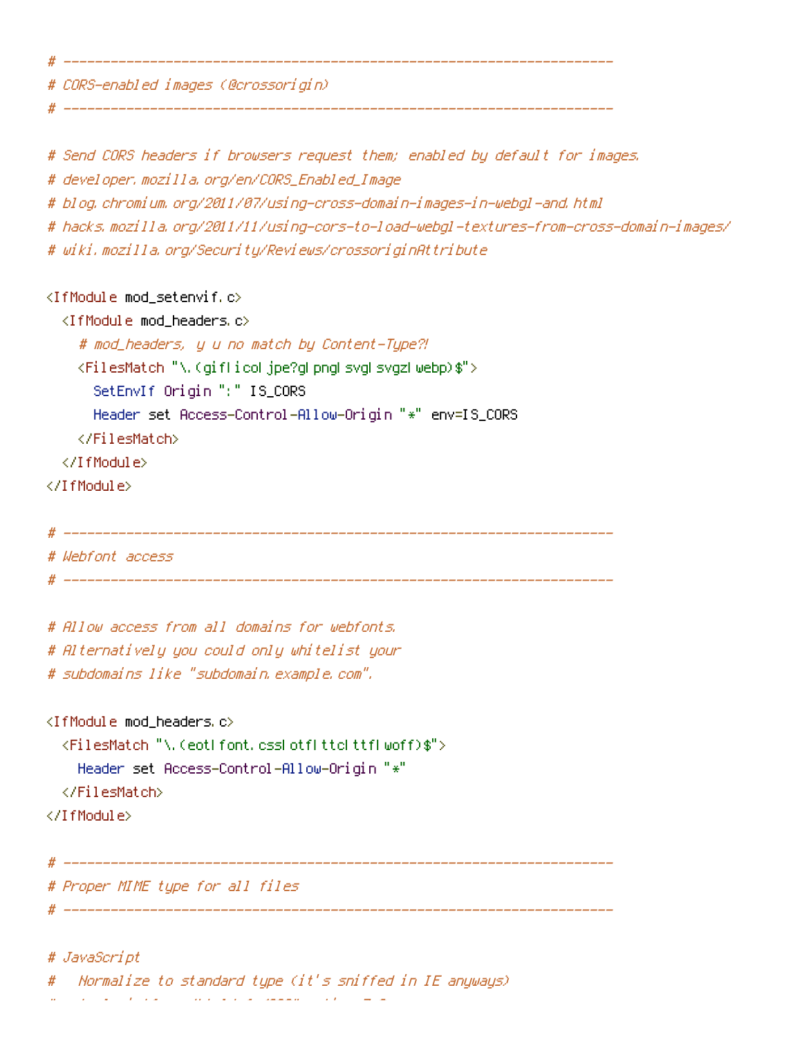```
# ----------------------------------------------------------------------
# CORS-enabled images (@crossorigin)
# ----------------------------------------------------------------------

# Send CORS headers if browsers request them; enabled by default for images.
# developer.mozilla.org/en/CORS_Enabled_Image
# blog.chromium.org/2011/07/using-cross-domain-images-in-webgl-and.html
# hacks.mozilla.org/2011/11/using-cors-to-load-webgl-textures-from-cross-domain-images/
# wiki.mozilla.org/Security/Reviews/crossoriginAttribute

<IfModule mod_setenvif.c>
  <IfModule mod_headers.c>
    # mod_headers, y u no match by Content-Type?!
    <FilesMatch "\.(gif|ico|jpe?g|png|svg|svgz|webp)$">
      SetEnvIf Origin ":" IS_CORS
      Header set Access-Control-Allow-Origin "*" env=IS_CORS
    </FilesMatch>
  </IfModule>
</IfModule>

# ----------------------------------------------------------------------
# Webfont access
# ----------------------------------------------------------------------

# Allow access from all domains for webfonts.
# Alternatively you could only whitelist your
# subdomains like "subdomain.example.com".

<IfModule mod_headers.c>
  <FilesMatch "\.(eot|font.css|otf|ttc|ttf|woff)$">
    Header set Access-Control-Allow-Origin "*"
  </FilesMatch>
</IfModule>

# ----------------------------------------------------------------------
# Proper MIME type for all files
# ----------------------------------------------------------------------

# JavaScript
#   Normalize to standard type (it's sniffed in IE anyways)
```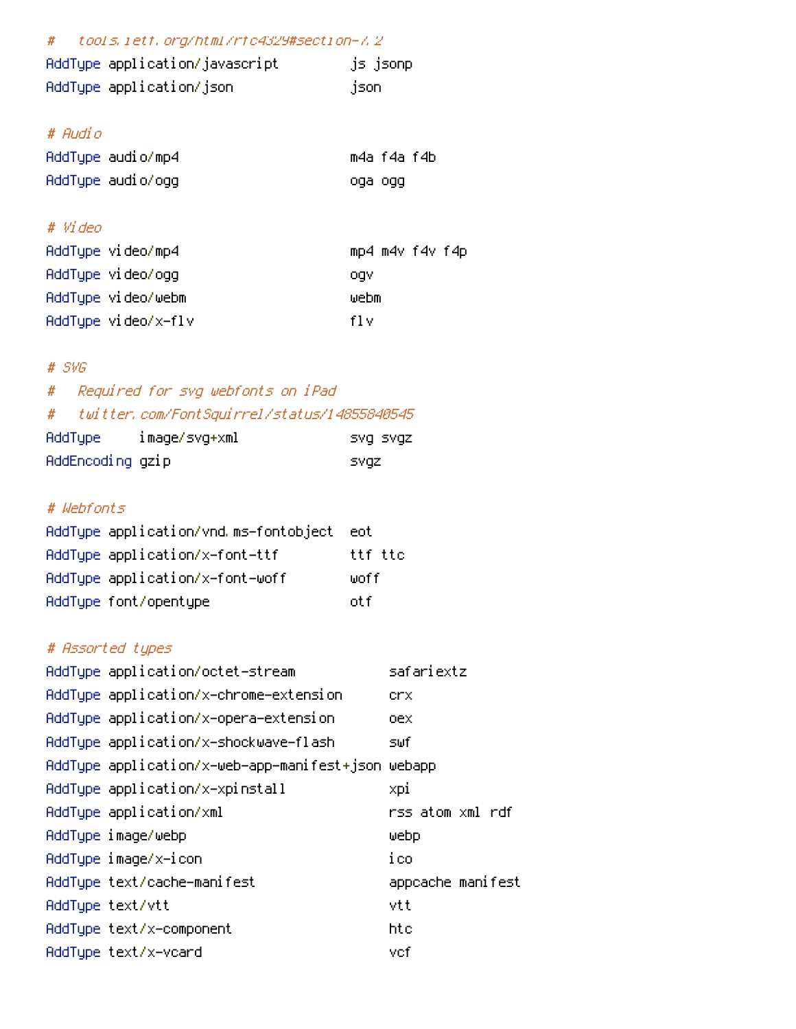```
#   tools.ietf.org/html/rfc4329#section-7.2
AddType application/javascript         js jsonp
AddType application/json               json

# Audio
AddType audio/mp4                      m4a f4a f4b
AddType audio/ogg                      oga ogg

# Video
AddType video/mp4                      mp4 m4v f4v f4p
AddType video/ogg                      ogv
AddType video/webm                     webm
AddType video/x-flv                    flv

# SVG
#   Required for svg webfonts on iPad
#   twitter.com/FontSquirrel/status/14855840545
AddType     image/svg+xml              svg svgz
AddEncoding gzip                       svgz

# Webfonts
AddType application/vnd.ms-fontobject  eot
AddType application/x-font-ttf         ttf ttc
AddType application/x-font-woff        woff
AddType font/opentype                  otf

# Assorted types
AddType application/octet-stream            safariextz
AddType application/x-chrome-extension      crx
AddType application/x-opera-extension       oex
AddType application/x-shockwave-flash       swf
AddType application/x-web-app-manifest+json webapp
AddType application/x-xpinstall             xpi
AddType application/xml                     rss atom xml rdf
AddType image/webp                          webp
AddType image/x-icon                        ico
AddType text/cache-manifest                 appcache manifest
AddType text/vtt                            vtt
AddType text/x-component                    htc
AddType text/x-vcard                        vcf
```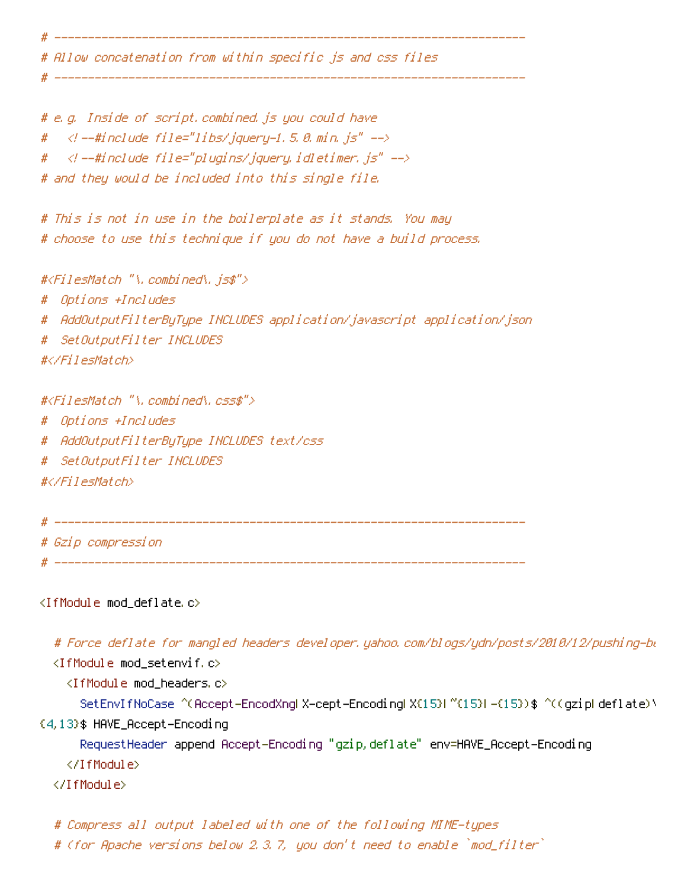```
# ----------------------------------------------------------------------
# Allow concatenation from within specific js and css files
# ----------------------------------------------------------------------

# e.g. Inside of script.combined.js you could have
#   <!--#include file="libs/jquery-1.5.0.min.js" -->
#   <!--#include file="plugins/jquery.idletimer.js" -->
# and they would be included into this single file.

# This is not in use in the boilerplate as it stands. You may
# choose to use this technique if you do not have a build process.

#<FilesMatch "\.combined\.js$">
#  Options +Includes
#  AddOutputFilterByType INCLUDES application/javascript application/json
#  SetOutputFilter INCLUDES
#</FilesMatch>

#<FilesMatch "\.combined\.css$">
#  Options +Includes
#  AddOutputFilterByType INCLUDES text/css
#  SetOutputFilter INCLUDES
#</FilesMatch>

# ----------------------------------------------------------------------
# Gzip compression
# ----------------------------------------------------------------------

<IfModule mod_deflate.c>

  # Force deflate for mangled headers developer.yahoo.com/blogs/ydn/posts/2010/12/pushing-be
  <IfModule mod_setenvif.c>
    <IfModule mod_headers.c>
      SetEnvIfNoCase ^(Accept-EncodXng|X-cept-Encoding|X{15}|~{15}|-{15})$ ^((gzip|deflate)\
{4,13}$ HAVE_Accept-Encoding
      RequestHeader append Accept-Encoding "gzip,deflate" env=HAVE_Accept-Encoding
    </IfModule>
  </IfModule>

  # Compress all output labeled with one of the following MIME-types
  # (for Apache versions below 2.3.7, you don't need to enable `mod_filter`
```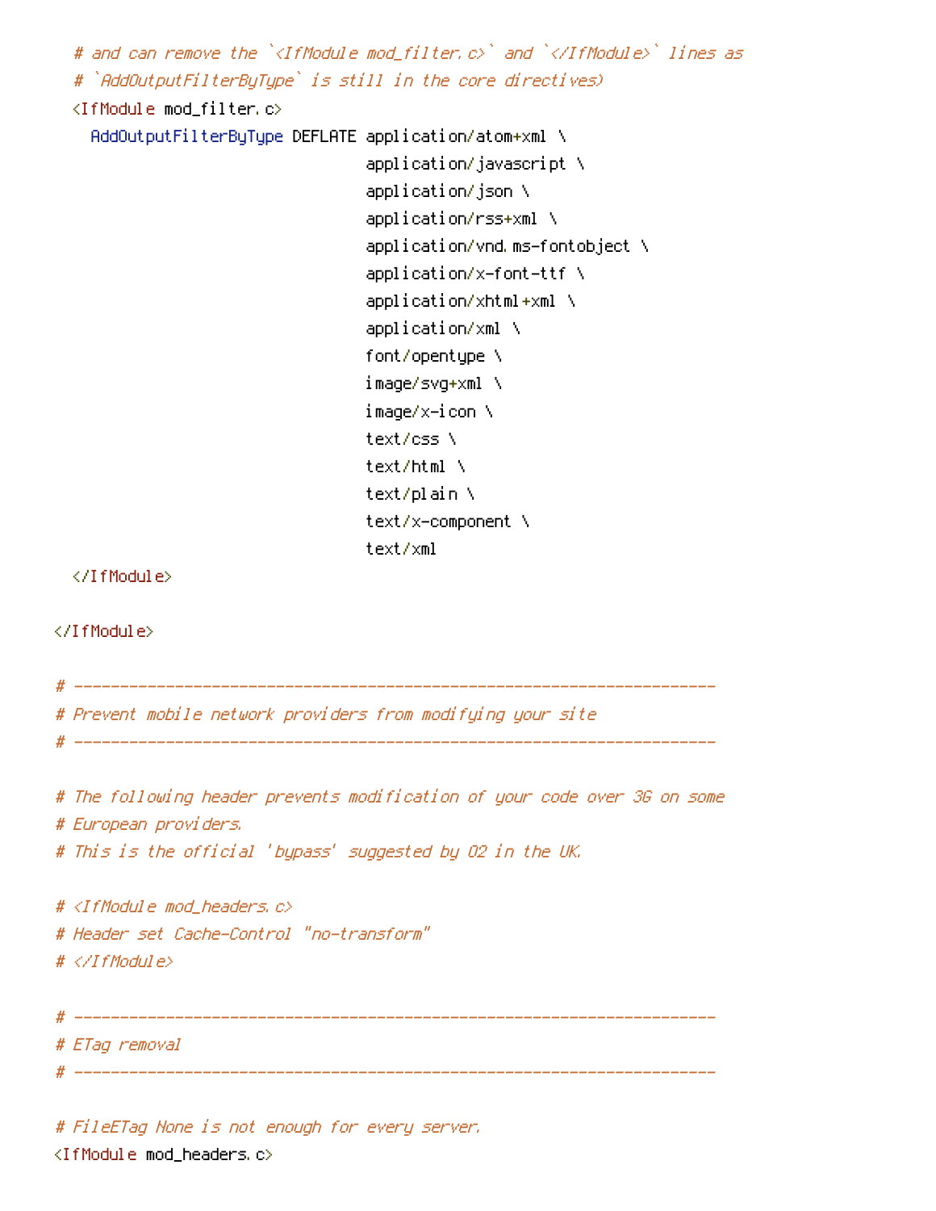```
    # and can remove the `<IfModule mod_filter.c>` and `</IfModule>` lines as
    # `AddOutputFilterByType` is still in the core directives)
    <IfModule mod_filter.c>
      AddOutputFilterByType DEFLATE application/atom+xml \
                                    application/javascript \
                                    application/json \
                                    application/rss+xml \
                                    application/vnd.ms-fontobject \
                                    application/x-font-ttf \
                                    application/xhtml+xml \
                                    application/xml \
                                    font/opentype \
                                    image/svg+xml \
                                    image/x-icon \
                                    text/css \
                                    text/html \
                                    text/plain \
                                    text/x-component \
                                    text/xml
    </IfModule>

</IfModule>

# ----------------------------------------------------------------------
# Prevent mobile network providers from modifying your site
# ----------------------------------------------------------------------

# The following header prevents modification of your code over 3G on some
# European providers.
# This is the official 'bypass' suggested by O2 in the UK.

# <IfModule mod_headers.c>
# Header set Cache-Control "no-transform"
# </IfModule>

# ----------------------------------------------------------------------
# ETag removal
# ----------------------------------------------------------------------

# FileETag None is not enough for every server.
<IfModule mod_headers.c>
```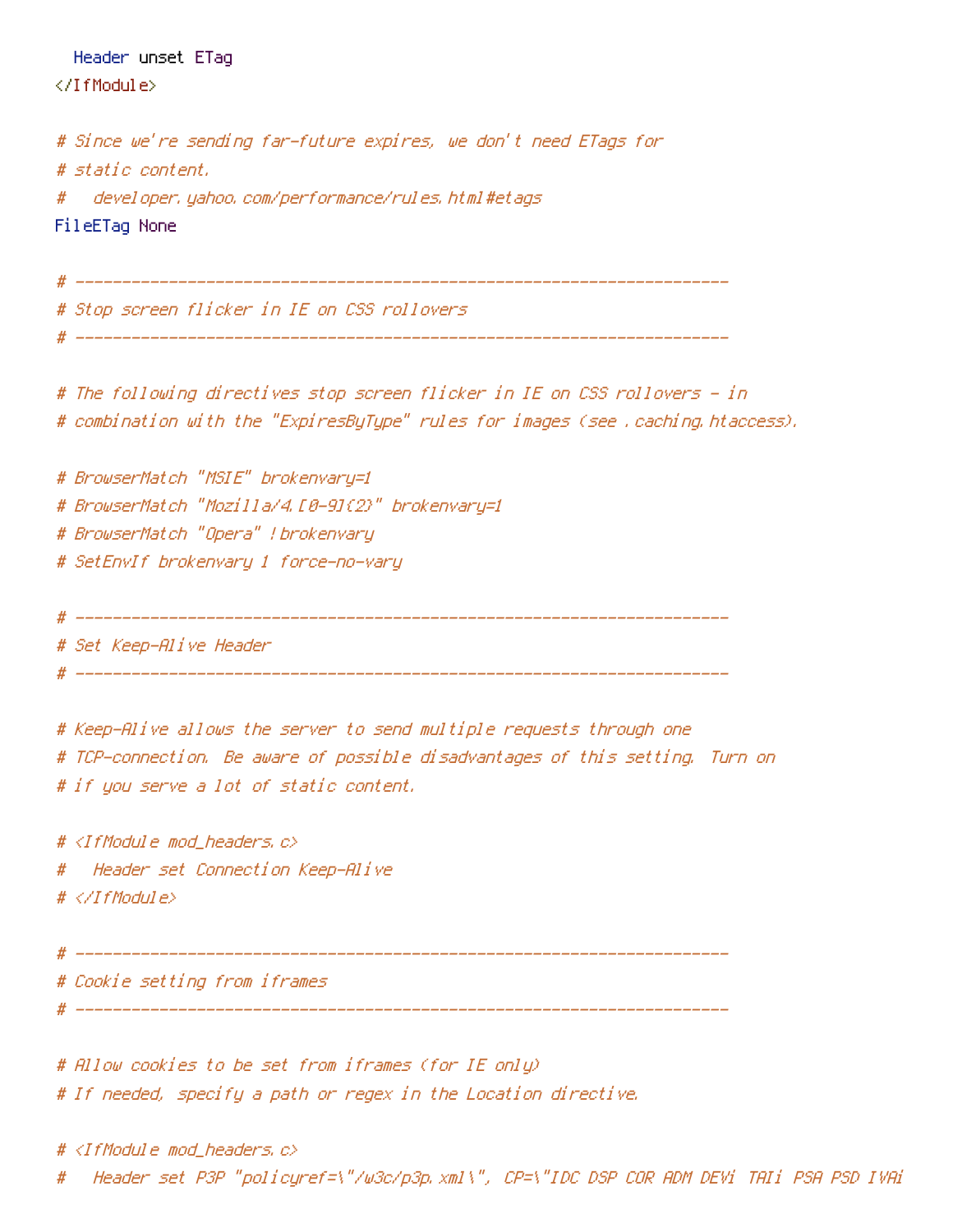```
  Header unset ETag
</IfModule>

# Since we're sending far-future expires, we don't need ETags for
# static content.
#   developer.yahoo.com/performance/rules.html#etags
FileETag None

# ----------------------------------------------------------------------
# Stop screen flicker in IE on CSS rollovers
# ----------------------------------------------------------------------

# The following directives stop screen flicker in IE on CSS rollovers - in
# combination with the "ExpiresByType" rules for images (see .caching.htaccess).

# BrowserMatch "MSIE" brokenvary=1
# BrowserMatch "Mozilla/4.[0-9]{2}" brokenvary=1
# BrowserMatch "Opera" !brokenvary
# SetEnvIf brokenvary 1 force-no-vary

# ----------------------------------------------------------------------
# Set Keep-Alive Header
# ----------------------------------------------------------------------

# Keep-Alive allows the server to send multiple requests through one
# TCP-connection. Be aware of possible disadvantages of this setting. Turn on
# if you serve a lot of static content.

# <IfModule mod_headers.c>
#   Header set Connection Keep-Alive
# </IfModule>

# ----------------------------------------------------------------------
# Cookie setting from iframes
# ----------------------------------------------------------------------

# Allow cookies to be set from iframes (for IE only)
# If needed, specify a path or regex in the Location directive.

# <IfModule mod_headers.c>
#   Header set P3P "policyref=\"/w3c/p3p.xml\", CP=\"IDC DSP COR ADM DEVi TAIi PSA PSD IVAi
```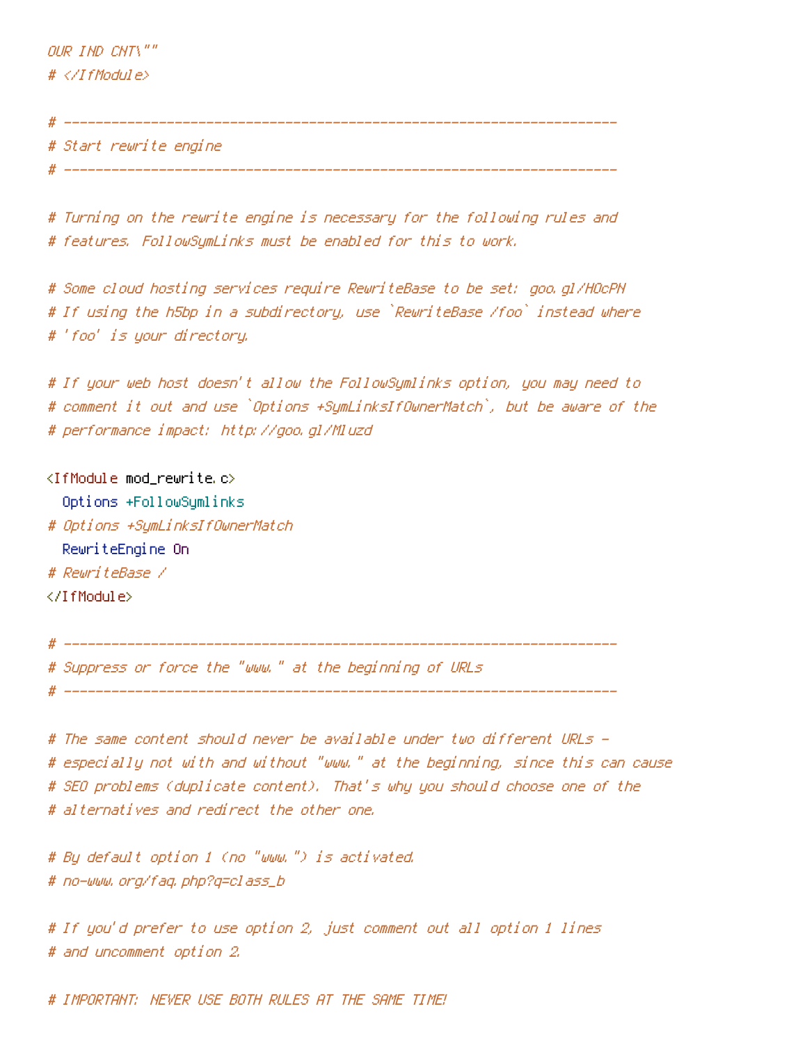```
OUR IND CNT\""
# </IfModule>

# ----------------------------------------------------------------------
# Start rewrite engine
# ----------------------------------------------------------------------

# Turning on the rewrite engine is necessary for the following rules and
# features. FollowSymLinks must be enabled for this to work.

# Some cloud hosting services require RewriteBase to be set: goo.gl/HOcPN
# If using the h5bp in a subdirectory, use `RewriteBase /foo` instead where
# 'foo' is your directory.

# If your web host doesn't allow the FollowSymlinks option, you may need to
# comment it out and use `Options +SymLinksIfOwnerMatch`, but be aware of the
# performance impact: http://goo.gl/Mluzd

<IfModule mod_rewrite.c>
  Options +FollowSymlinks
# Options +SymLinksIfOwnerMatch
  RewriteEngine On
# RewriteBase /
</IfModule>

# ----------------------------------------------------------------------
# Suppress or force the "www." at the beginning of URLs
# ----------------------------------------------------------------------

# The same content should never be available under two different URLs -
# especially not with and without "www." at the beginning, since this can cause
# SEO problems (duplicate content). That's why you should choose one of the
# alternatives and redirect the other one.

# By default option 1 (no "www.") is activated.
# no-www.org/faq.php?q=class_b

# If you'd prefer to use option 2, just comment out all option 1 lines
# and uncomment option 2.

# IMPORTANT: NEVER USE BOTH RULES AT THE SAME TIME!
```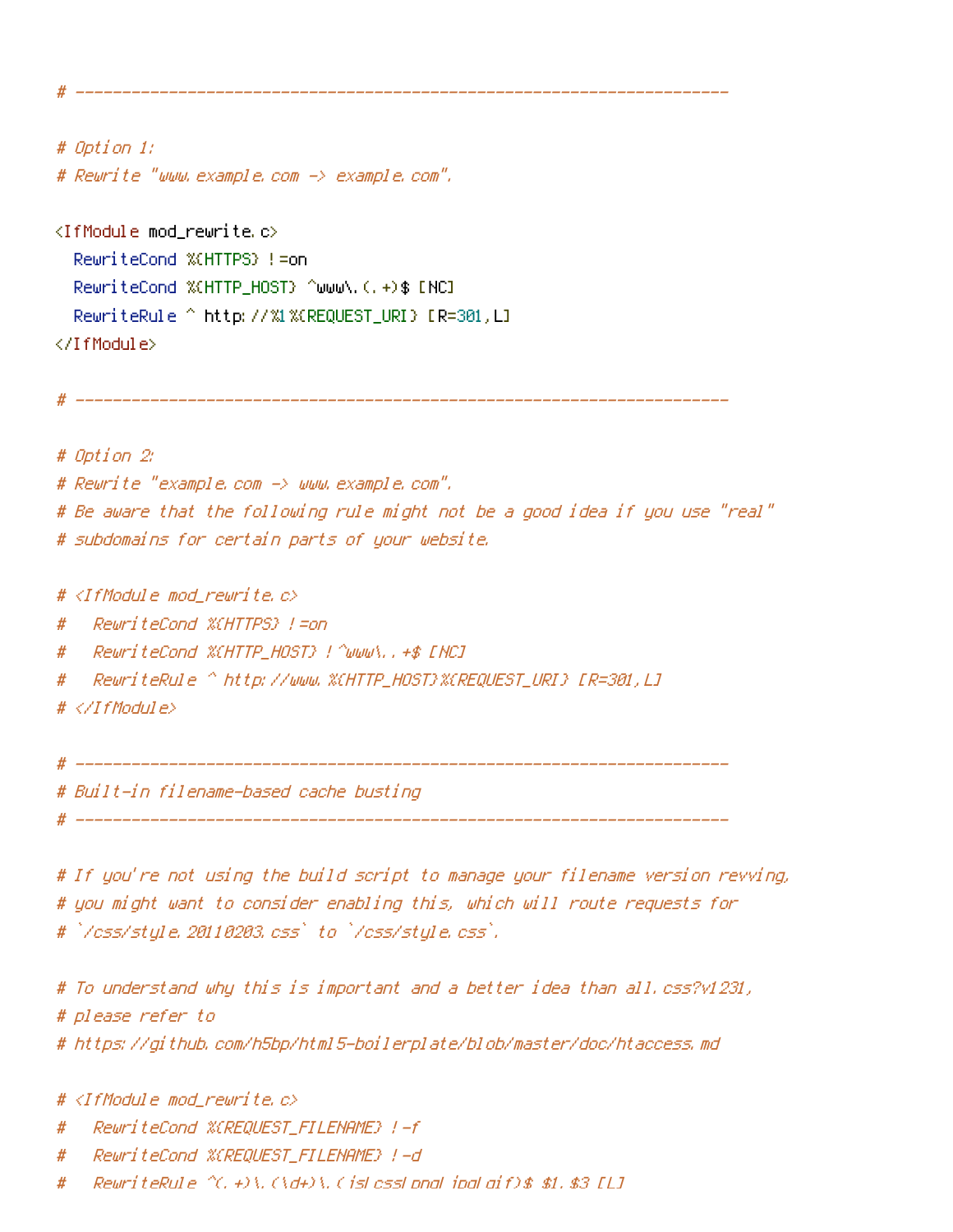```
# ----------------------------------------------------------------------

# Option 1:
# Rewrite "www.example.com -> example.com".

<IfModule mod_rewrite.c>
  RewriteCond %{HTTPS} !=on
  RewriteCond %{HTTP_HOST} ^www\.(.+)$ [NC]
  RewriteRule ^ http://%1%{REQUEST_URI} [R=301,L]
</IfModule>

# ----------------------------------------------------------------------

# Option 2:
# Rewrite "example.com -> www.example.com".
# Be aware that the following rule might not be a good idea if you use "real"
# subdomains for certain parts of your website.

# <IfModule mod_rewrite.c>
#   RewriteCond %{HTTPS} !=on
#   RewriteCond %{HTTP_HOST} !^www\..+$ [NC]
#   RewriteRule ^ http://www.%{HTTP_HOST}%{REQUEST_URI} [R=301,L]
# </IfModule>

# ----------------------------------------------------------------------
# Built-in filename-based cache busting
# ----------------------------------------------------------------------

# If you're not using the build script to manage your filename version revving,
# you might want to consider enabling this, which will route requests for
# `/css/style.20110203.css` to `/css/style.css`.

# To understand why this is important and a better idea than all.css?v1231,
# please refer to
# https://github.com/h5bp/html5-boilerplate/blob/master/doc/htaccess.md

# <IfModule mod_rewrite.c>
#   RewriteCond %{REQUEST_FILENAME} !-f
#   RewriteCond %{REQUEST_FILENAME} !-d
#   RewriteRule ^(.+)\.(\d+)\.(js|css|png|jpg|gif)$ $1.$3 [L]
```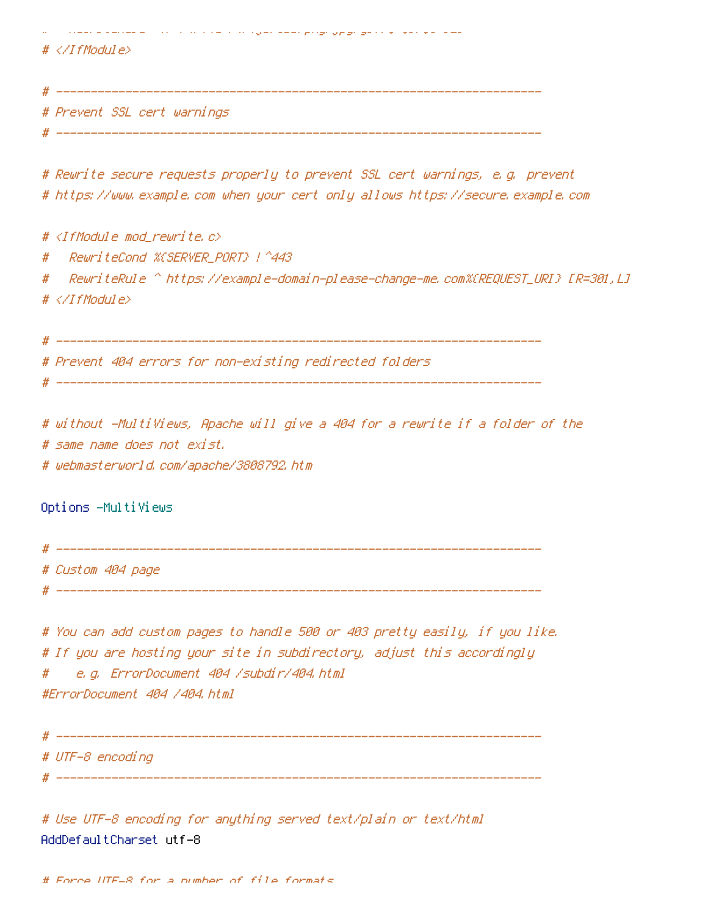```
# </IfModule>

# ----------------------------------------------------------------------
# Prevent SSL cert warnings
# ----------------------------------------------------------------------

# Rewrite secure requests properly to prevent SSL cert warnings, e.g. prevent
# https://www.example.com when your cert only allows https://secure.example.com

# <IfModule mod_rewrite.c>
#   RewriteCond %{SERVER_PORT} !^443
#   RewriteRule ^ https://example-domain-please-change-me.com%{REQUEST_URI} [R=301,L]
# </IfModule>

# ----------------------------------------------------------------------
# Prevent 404 errors for non-existing redirected folders
# ----------------------------------------------------------------------

# without -MultiViews, Apache will give a 404 for a rewrite if a folder of the
# same name does not exist.
# webmasterworld.com/apache/3808792.htm

Options -MultiViews

# ----------------------------------------------------------------------
# Custom 404 page
# ----------------------------------------------------------------------

# You can add custom pages to handle 500 or 403 pretty easily, if you like.
# If you are hosting your site in subdirectory, adjust this accordingly
#    e.g. ErrorDocument 404 /subdir/404.html
#ErrorDocument 404 /404.html

# ----------------------------------------------------------------------
# UTF-8 encoding
# ----------------------------------------------------------------------

# Use UTF-8 encoding for anything served text/plain or text/html
AddDefaultCharset utf-8

# Force UTF-8 for a number of file formats
```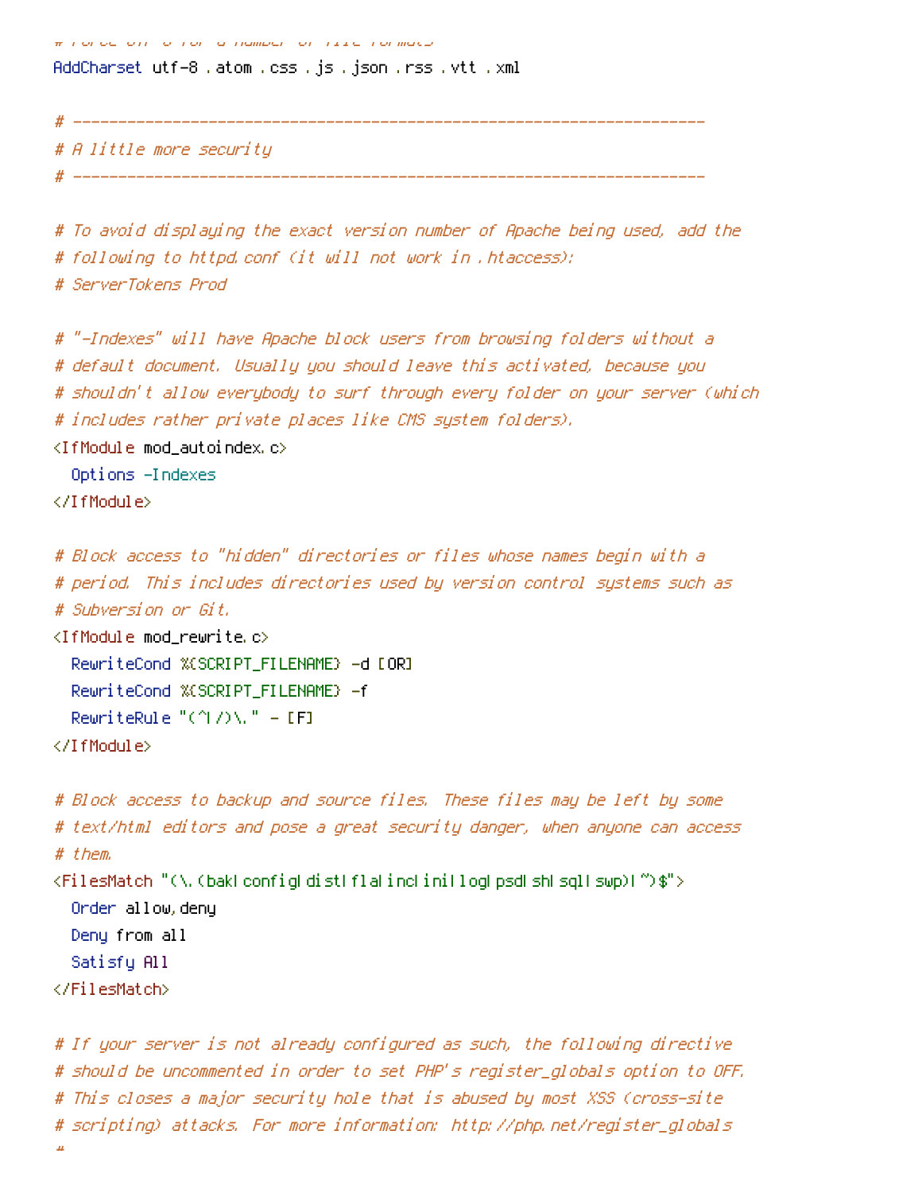```
# Force UTF-8 for a number of file formats
AddCharset utf-8 .atom .css .js .json .rss .vtt .xml

# ----------------------------------------------------------------------
# A little more security
# ----------------------------------------------------------------------

# To avoid displaying the exact version number of Apache being used, add the
# following to httpd.conf (it will not work in .htaccess):
# ServerTokens Prod

# "-Indexes" will have Apache block users from browsing folders without a
# default document. Usually you should leave this activated, because you
# shouldn't allow everybody to surf through every folder on your server (which
# includes rather private places like CMS system folders).
<IfModule mod_autoindex.c>
  Options -Indexes
</IfModule>

# Block access to "hidden" directories or files whose names begin with a
# period. This includes directories used by version control systems such as
# Subversion or Git.
<IfModule mod_rewrite.c>
  RewriteCond %{SCRIPT_FILENAME} -d [OR]
  RewriteCond %{SCRIPT_FILENAME} -f
  RewriteRule "(^|/)\." - [F]
</IfModule>

# Block access to backup and source files. These files may be left by some
# text/html editors and pose a great security danger, when anyone can access
# them.
<FilesMatch "(\.(bak|config|dist|fla|inc|ini|log|psd|sh|sql|swp)|~)$">
  Order allow,deny
  Deny from all
  Satisfy All
</FilesMatch>

# If your server is not already configured as such, the following directive
# should be uncommented in order to set PHP's register_globals option to OFF.
# This closes a major security hole that is abused by most XSS (cross-site
# scripting) attacks. For more information: http://php.net/register_globals
#
```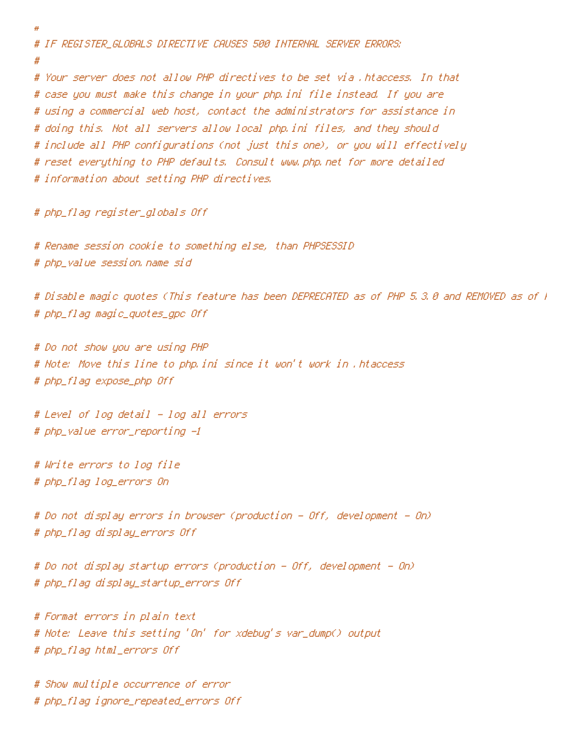```
#
# IF REGISTER_GLOBALS DIRECTIVE CAUSES 500 INTERNAL SERVER ERRORS:
#
# Your server does not allow PHP directives to be set via .htaccess. In that
# case you must make this change in your php.ini file instead. If you are
# using a commercial web host, contact the administrators for assistance in
# doing this. Not all servers allow local php.ini files, and they should
# include all PHP configurations (not just this one), or you will effectively
# reset everything to PHP defaults. Consult www.php.net for more detailed
# information about setting PHP directives.

# php_flag register_globals Off

# Rename session cookie to something else, than PHPSESSID
# php_value session.name sid

# Disable magic quotes (This feature has been DEPRECATED as of PHP 5.3.0 and REMOVED as of P
# php_flag magic_quotes_gpc Off

# Do not show you are using PHP
# Note: Move this line to php.ini since it won't work in .htaccess
# php_flag expose_php Off

# Level of log detail - log all errors
# php_value error_reporting -1

# Write errors to log file
# php_flag log_errors On

# Do not display errors in browser (production - Off, development - On)
# php_flag display_errors Off

# Do not display startup errors (production - Off, development - On)
# php_flag display_startup_errors Off

# Format errors in plain text
# Note: Leave this setting 'On' for xdebug's var_dump() output
# php_flag html_errors Off

# Show multiple occurrence of error
# php_flag ignore_repeated_errors Off
```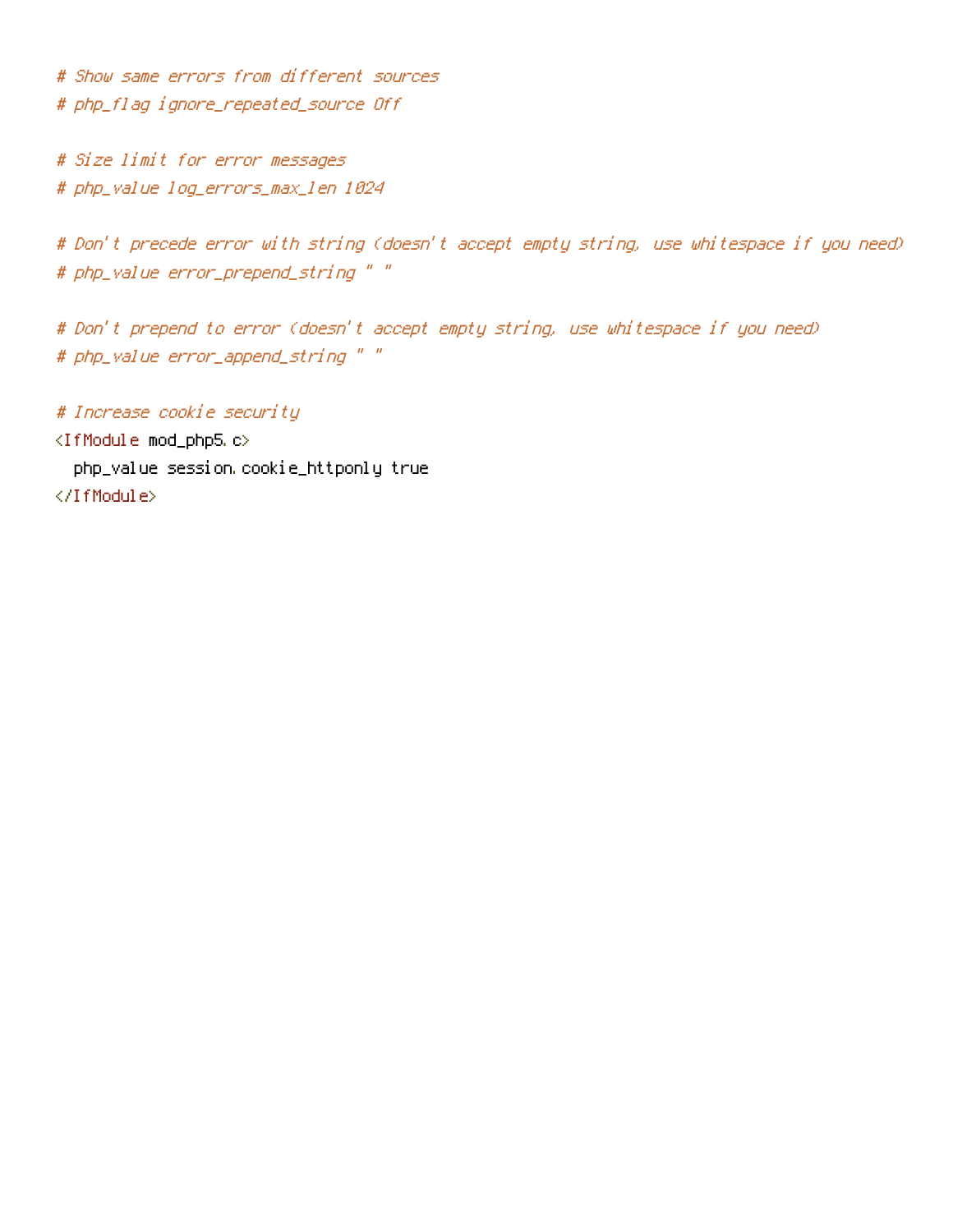```
# Show same errors from different sources
# php_flag ignore_repeated_source Off

# Size limit for error messages
# php_value log_errors_max_len 1024

# Don't precede error with string (doesn't accept empty string, use whitespace if you need)
# php_value error_prepend_string " "

# Don't prepend to error (doesn't accept empty string, use whitespace if you need)
# php_value error_append_string " "

# Increase cookie security
<IfModule mod_php5.c>
  php_value session.cookie_httponly true
</IfModule>
```